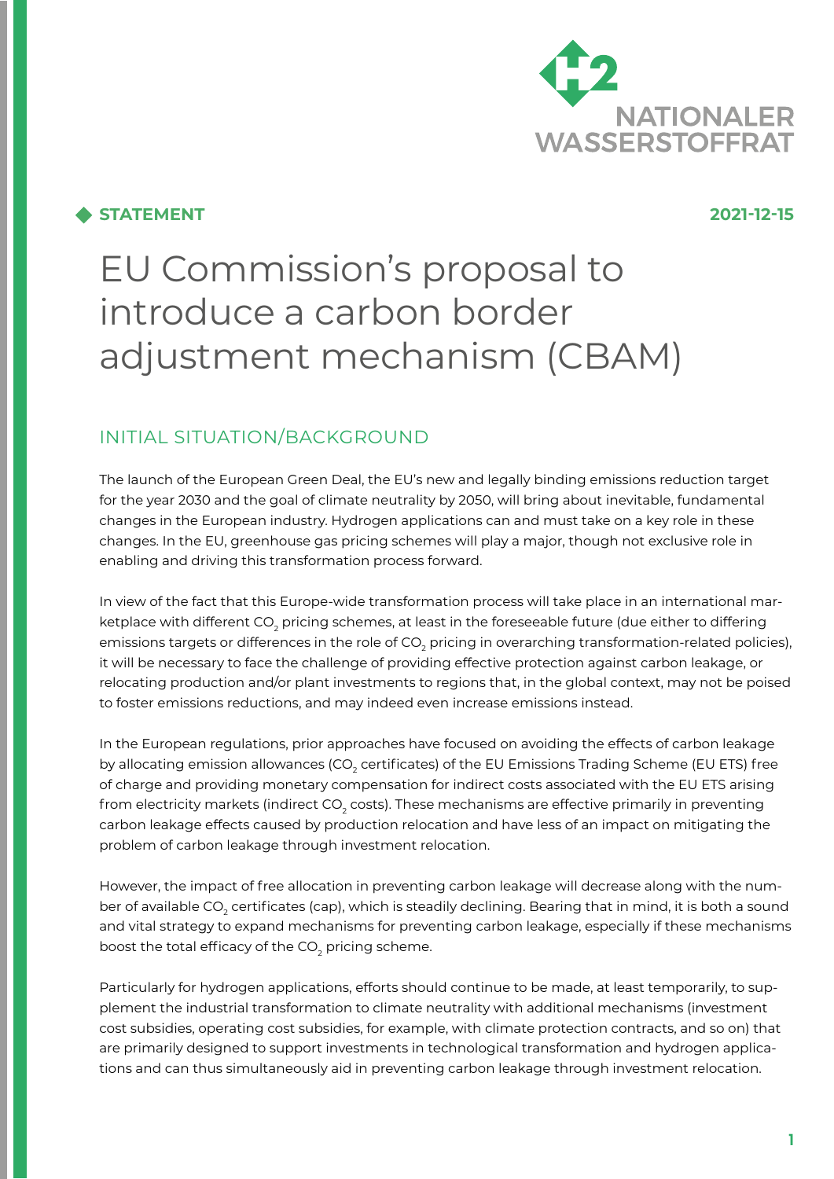NATIONALER WASSERSTOFFRAT

**STATEMENT** **2021-12-15**

# EU Commission's proposal to introduce a carbon border adjustment mechanism (CBAM)

## INITIAL SITUATION/BACKGROUND

The launch of the European Green Deal, the EU's new and legally binding emissions reduction target for the year 2030 and the goal of climate neutrality by 2050, will bring about inevitable, fundamental changes in the European industry. Hydrogen applications can and must take on a key role in these changes. In the EU, greenhouse gas pricing schemes will play a major, though not exclusive role in enabling and driving this transformation process forward.

In view of the fact that this Europe-wide transformation process will take place in an international marketplace with different $CO_2$ pricing schemes, at least in the foreseeable future (due either to differing emissions targets or differences in the role of $CO_2$ pricing in overarching transformation-related policies), it will be necessary to face the challenge of providing effective protection against carbon leakage, or relocating production and/or plant investments to regions that, in the global context, may not be poised to foster emissions reductions, and may indeed even increase emissions instead.

In the European regulations, prior approaches have focused on avoiding the effects of carbon leakage by allocating emission allowances ($CO_2$ certificates) of the EU Emissions Trading Scheme (EU ETS) free of charge and providing monetary compensation for indirect costs associated with the EU ETS arising from electricity markets (indirect $CO_2$ costs). These mechanisms are effective primarily in preventing carbon leakage effects caused by production relocation and have less of an impact on mitigating the problem of carbon leakage through investment relocation.

However, the impact of free allocation in preventing carbon leakage will decrease along with the number of available $CO_2$ certificates (cap), which is steadily declining. Bearing that in mind, it is both a sound and vital strategy to expand mechanisms for preventing carbon leakage, especially if these mechanisms boost the total efficacy of the $CO_2$ pricing scheme.

Particularly for hydrogen applications, efforts should continue to be made, at least temporarily, to supplement the industrial transformation to climate neutrality with additional mechanisms (investment cost subsidies, operating cost subsidies, for example, with climate protection contracts, and so on) that are primarily designed to support investments in technological transformation and hydrogen applications and can thus simultaneously aid in preventing carbon leakage through investment relocation.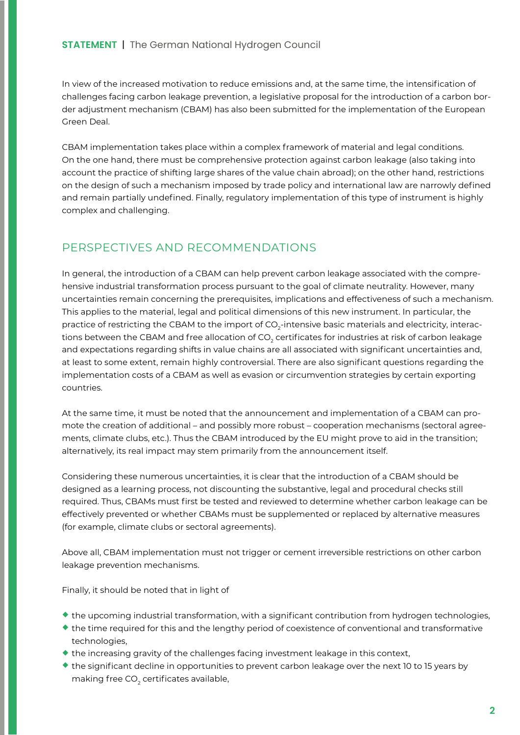In view of the increased motivation to reduce emissions and, at the same time, the intensification of challenges facing carbon leakage prevention, a legislative proposal for the introduction of a carbon border adjustment mechanism (CBAM) has also been submitted for the implementation of the European Green Deal.

CBAM implementation takes place within a complex framework of material and legal conditions. On the one hand, there must be comprehensive protection against carbon leakage (also taking into account the practice of shifting large shares of the value chain abroad); on the other hand, restrictions on the design of such a mechanism imposed by trade policy and international law are narrowly defined and remain partially undefined. Finally, regulatory implementation of this type of instrument is highly complex and challenging.

## PERSPECTIVES AND RECOMMENDATIONS

In general, the introduction of a CBAM can help prevent carbon leakage associated with the comprehensive industrial transformation process pursuant to the goal of climate neutrality. However, many uncertainties remain concerning the prerequisites, implications and effectiveness of such a mechanism. This applies to the material, legal and political dimensions of this new instrument. In particular, the practice of restricting the CBAM to the import of $CO_2$-intensive basic materials and electricity, interactions between the CBAM and free allocation of $CO_2$ certificates for industries at risk of carbon leakage and expectations regarding shifts in value chains are all associated with significant uncertainties and, at least to some extent, remain highly controversial. There are also significant questions regarding the implementation costs of a CBAM as well as evasion or circumvention strategies by certain exporting countries.

At the same time, it must be noted that the announcement and implementation of a CBAM can promote the creation of additional – and possibly more robust – cooperation mechanisms (sectoral agreements, climate clubs, etc.). Thus the CBAM introduced by the EU might prove to aid in the transition; alternatively, its real impact may stem primarily from the announcement itself.

Considering these numerous uncertainties, it is clear that the introduction of a CBAM should be designed as a learning process, not discounting the substantive, legal and procedural checks still required. Thus, CBAMs must first be tested and reviewed to determine whether carbon leakage can be effectively prevented or whether CBAMs must be supplemented or replaced by alternative measures (for example, climate clubs or sectoral agreements).

Above all, CBAM implementation must not trigger or cement irreversible restrictions on other carbon leakage prevention mechanisms.

Finally, it should be noted that in light of

- the upcoming industrial transformation, with a significant contribution from hydrogen technologies,
- the time required for this and the lengthy period of coexistence of conventional and transformative technologies,
- the increasing gravity of the challenges facing investment leakage in this context,
- the significant decline in opportunities to prevent carbon leakage over the next 10 to 15 years by making free $CO_2$ certificates available,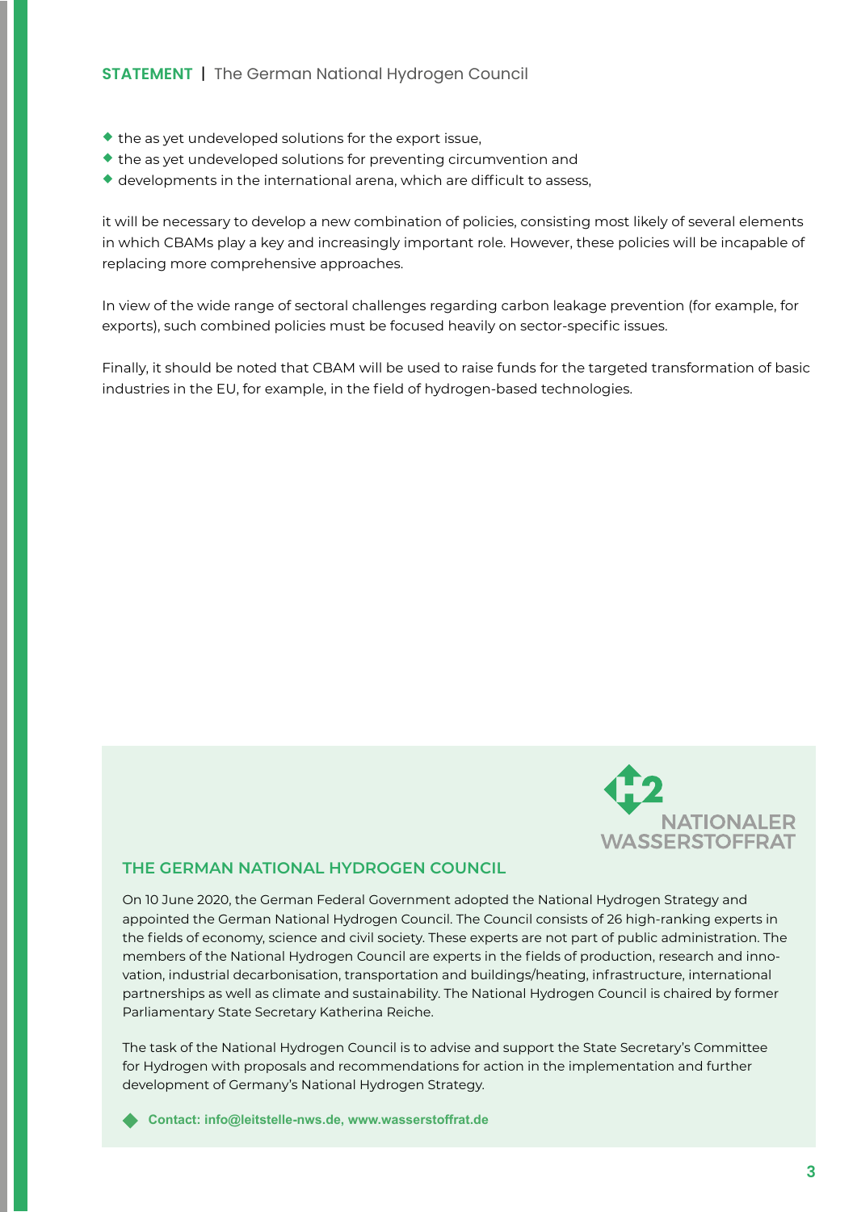- the as yet undeveloped solutions for the export issue,
- the as yet undeveloped solutions for preventing circumvention and
- developments in the international arena, which are difficult to assess,

it will be necessary to develop a new combination of policies, consisting most likely of several elements in which CBAMs play a key and increasingly important role. However, these policies will be incapable of replacing more comprehensive approaches.

In view of the wide range of sectoral challenges regarding carbon leakage prevention (for example, for exports), such combined policies must be focused heavily on sector-specific issues.

Finally, it should be noted that CBAM will be used to raise funds for the targeted transformation of basic industries in the EU, for example, in the field of hydrogen-based technologies.

H2 NATIONALER WASSERSTOFFRAT

## THE GERMAN NATIONAL HYDROGEN COUNCIL

On 10 June 2020, the German Federal Government adopted the National Hydrogen Strategy and appointed the German National Hydrogen Council. The Council consists of 26 high-ranking experts in the fields of economy, science and civil society. These experts are not part of public administration. The members of the National Hydrogen Council are experts in the fields of production, research and innovation, industrial decarbonisation, transportation and buildings/heating, infrastructure, international partnerships as well as climate and sustainability. The National Hydrogen Council is chaired by former Parliamentary State Secretary Katherina Reiche.

The task of the National Hydrogen Council is to advise and support the State Secretary's Committee for Hydrogen with proposals and recommendations for action in the implementation and further development of Germany's National Hydrogen Strategy.

**Contact: info@leitstelle-nws.de, www.wasserstoffrat.de**